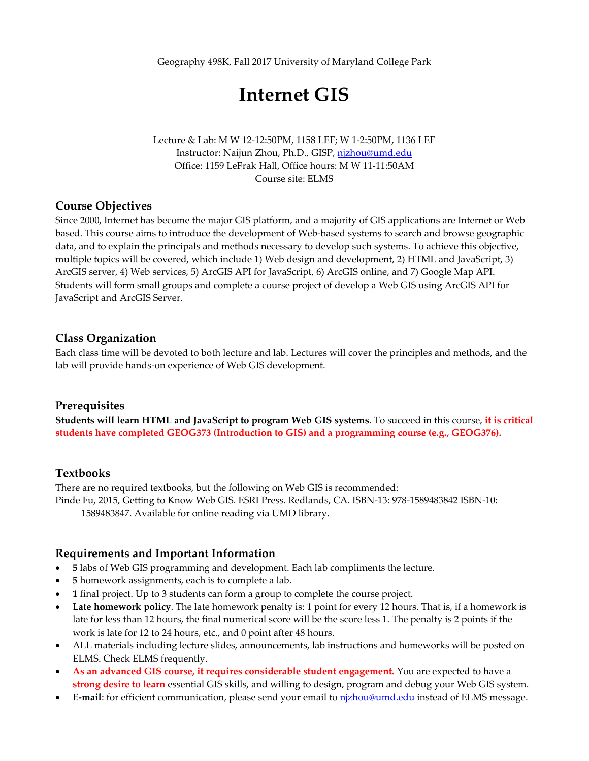Geography 498K, Fall 2017 University of Maryland College Park

# Internet GIS

Lecture & Lab: M W 12-12:50PM, 1158 LEF; W 1-2:50PM, 1136 LEF
Instructor: Naijun Zhou, Ph.D., GISP, njzhou@umd.edu
Office: 1159 LeFrak Hall, Office hours: M W 11-11:50AM
Course site: ELMS

## Course Objectives

Since 2000, Internet has become the major GIS platform, and a majority of GIS applications are Internet or Web based. This course aims to introduce the development of Web-based systems to search and browse geographic data, and to explain the principals and methods necessary to develop such systems. To achieve this objective, multiple topics will be covered, which include 1) Web design and development, 2) HTML and JavaScript, 3) ArcGIS server, 4) Web services, 5) ArcGIS API for JavaScript, 6) ArcGIS online, and 7) Google Map API. Students will form small groups and complete a course project of develop a Web GIS using ArcGIS API for JavaScript and ArcGIS Server.

## Class Organization

Each class time will be devoted to both lecture and lab. Lectures will cover the principles and methods, and the lab will provide hands-on experience of Web GIS development.

## Prerequisites

**Students will learn HTML and JavaScript to program Web GIS systems**. To succeed in this course, **it is critical students have completed GEOG373 (Introduction to GIS) and a programming course (e.g., GEOG376).**

## Textbooks

There are no required textbooks, but the following on Web GIS is recommended:
Pinde Fu, 2015, Getting to Know Web GIS. ESRI Press. Redlands, CA. ISBN-13: 978-1589483842 ISBN-10: 1589483847. Available for online reading via UMD library.

## Requirements and Important Information

- **5** labs of Web GIS programming and development. Each lab compliments the lecture.
- **5** homework assignments, each is to complete a lab.
- **1** final project. Up to 3 students can form a group to complete the course project.
- **Late homework policy**. The late homework penalty is: 1 point for every 12 hours. That is, if a homework is late for less than 12 hours, the final numerical score will be the score less 1. The penalty is 2 points if the work is late for 12 to 24 hours, etc., and 0 point after 48 hours.
- ALL materials including lecture slides, announcements, lab instructions and homeworks will be posted on ELMS. Check ELMS frequently.
- **As an advanced GIS course, it requires considerable student engagement.** You are expected to have a **strong desire to learn** essential GIS skills, and willing to design, program and debug your Web GIS system.
- **E-mail**: for efficient communication, please send your email to njzhou@umd.edu instead of ELMS message.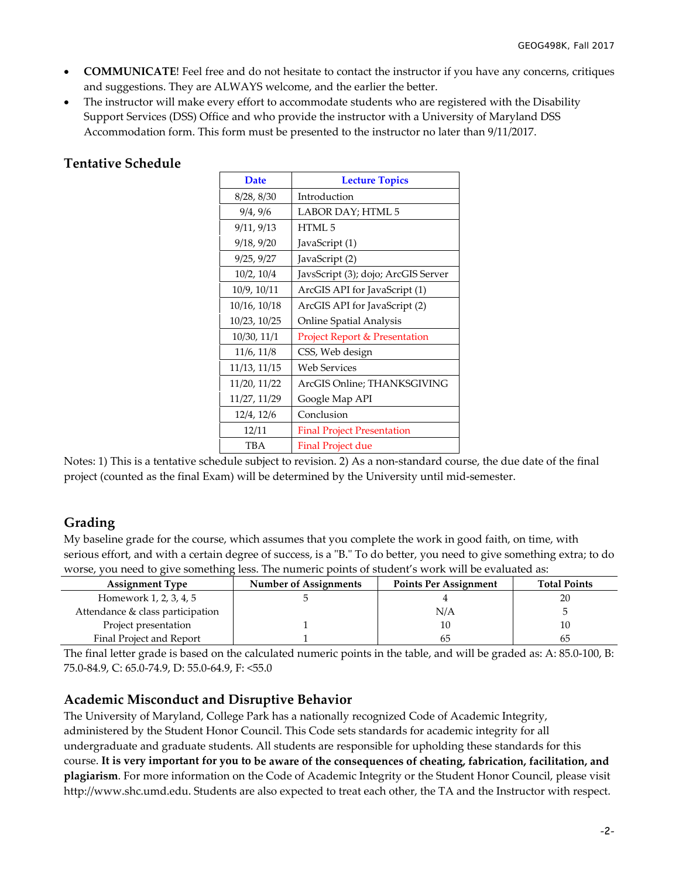- **COMMUNICATE**! Feel free and do not hesitate to contact the instructor if you have any concerns, critiques and suggestions. They are ALWAYS welcome, and the earlier the better.
- The instructor will make every effort to accommodate students who are registered with the Disability Support Services (DSS) Office and who provide the instructor with a University of Maryland DSS Accommodation form. This form must be presented to the instructor no later than 9/11/2017.

## Tentative Schedule

| Date | Lecture Topics |
|---|---|
| 8/28, 8/30 | Introduction |
| 9/4, 9/6 | LABOR DAY; HTML 5 |
| 9/11, 9/13 | HTML 5 |
| 9/18, 9/20 | JavaScript (1) |
| 9/25, 9/27 | JavaScript (2) |
| 10/2, 10/4 | JavsScript (3); dojo; ArcGIS Server |
| 10/9, 10/11 | ArcGIS API for JavaScript (1) |
| 10/16, 10/18 | ArcGIS API for JavaScript (2) |
| 10/23, 10/25 | Online Spatial Analysis |
| 10/30, 11/1 | Project Report & Presentation |
| 11/6, 11/8 | CSS, Web design |
| 11/13, 11/15 | Web Services |
| 11/20, 11/22 | ArcGIS Online; THANKSGIVING |
| 11/27, 11/29 | Google Map API |
| 12/4, 12/6 | Conclusion |
| 12/11 | Final Project Presentation |
| TBA | Final Project due |

Notes: 1) This is a tentative schedule subject to revision. 2) As a non-standard course, the due date of the final project (counted as the final Exam) will be determined by the University until mid-semester.

## Grading

My baseline grade for the course, which assumes that you complete the work in good faith, on time, with serious effort, and with a certain degree of success, is a "B." To do better, you need to give something extra; to do worse, you need to give something less. The numeric points of student's work will be evaluated as:

| Assignment Type | Number of Assignments | Points Per Assignment | Total Points |
|---|---|---|---|
| Homework 1, 2, 3, 4, 5 | 5 | 4 | 20 |
| Attendance & class participation | | N/A | 5 |
| Project presentation | 1 | 10 | 10 |
| Final Project and Report | 1 | 65 | 65 |

The final letter grade is based on the calculated numeric points in the table, and will be graded as: A: 85.0-100, B: 75.0-84.9, C: 65.0-74.9, D: 55.0-64.9, F: <55.0

## Academic Misconduct and Disruptive Behavior

The University of Maryland, College Park has a nationally recognized Code of Academic Integrity, administered by the Student Honor Council. This Code sets standards for academic integrity for all undergraduate and graduate students. All students are responsible for upholding these standards for this course. **It is very important for you to be aware of the consequences of cheating, fabrication, facilitation, and plagiarism**. For more information on the Code of Academic Integrity or the Student Honor Council, please visit http://www.shc.umd.edu. Students are also expected to treat each other, the TA and the Instructor with respect.